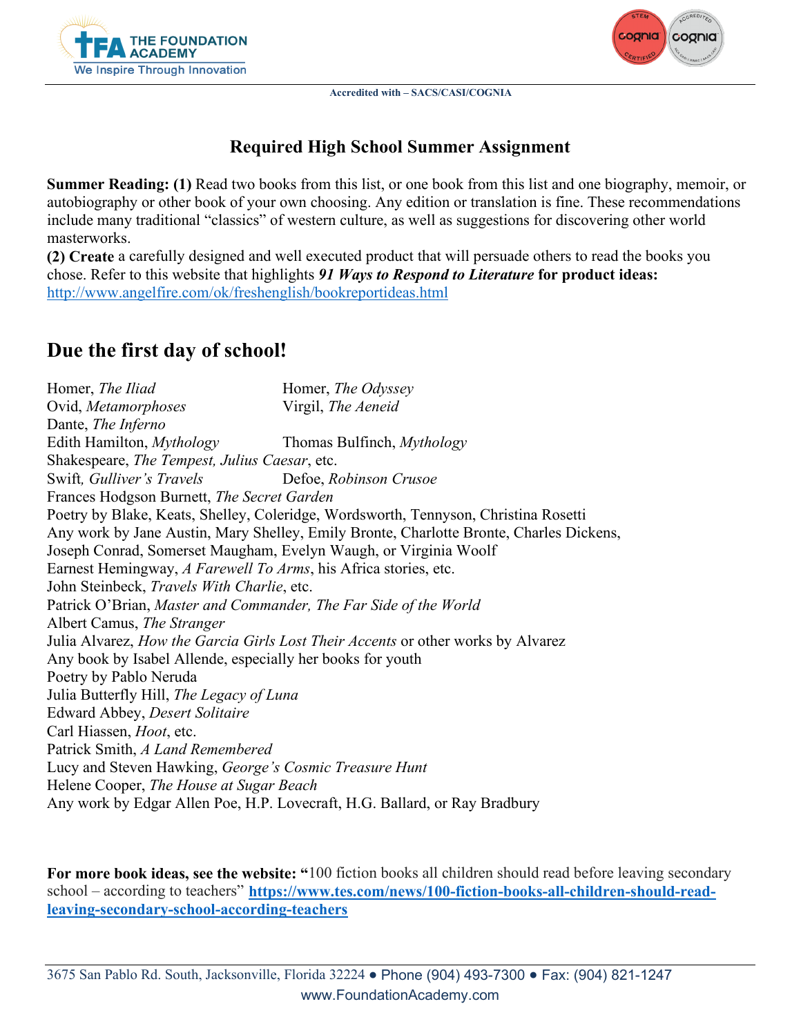THE FOUNDATION ACADEMY
We Inspire Through Innovation

**Accredited with – SACS/CASI/COGNIA**

## Required High School Summer Assignment

**Summer Reading: (1)** Read two books from this list, or one book from this list and one biography, memoir, or autobiography or other book of your own choosing. Any edition or translation is fine. These recommendations include many traditional "classics" of western culture, as well as suggestions for discovering other world masterworks.

**(2) Create** a carefully designed and well executed product that will persuade others to read the books you chose. Refer to this website that highlights ***91 Ways to Respond to Literature*** **for product ideas:** http://www.angelfire.com/ok/freshenglish/bookreportideas.html

# Due the first day of school!

Homer, *The Iliad*
Homer, *The Odyssey*
Ovid, *Metamorphoses*
Virgil, *The Aeneid*
Dante, *The Inferno*
Edith Hamilton, *Mythology*
Thomas Bulfinch, *Mythology*
Shakespeare, *The Tempest, Julius Caesar*, etc.
Swift, *Gulliver's Travels*
Defoe, *Robinson Crusoe*
Frances Hodgson Burnett, *The Secret Garden*
Poetry by Blake, Keats, Shelley, Coleridge, Wordsworth, Tennyson, Christina Rosetti
Any work by Jane Austin, Mary Shelley, Emily Bronte, Charlotte Bronte, Charles Dickens, Joseph Conrad, Somerset Maugham, Evelyn Waugh, or Virginia Woolf
Earnest Hemingway, *A Farewell To Arms*, his Africa stories, etc.
John Steinbeck, *Travels With Charlie*, etc.
Patrick O'Brian, *Master and Commander, The Far Side of the World*
Albert Camus, *The Stranger*
Julia Alvarez, *How the Garcia Girls Lost Their Accents* or other works by Alvarez
Any book by Isabel Allende, especially her books for youth
Poetry by Pablo Neruda
Julia Butterfly Hill, *The Legacy of Luna*
Edward Abbey, *Desert Solitaire*
Carl Hiassen, *Hoot*, etc.
Patrick Smith, *A Land Remembered*
Lucy and Steven Hawking, *George's Cosmic Treasure Hunt*
Helene Cooper, *The House at Sugar Beach*
Any work by Edgar Allen Poe, H.P. Lovecraft, H.G. Ballard, or Ray Bradbury

**For more book ideas, see the website: "**100 fiction books all children should read before leaving secondary school – according to teachers" **https://www.tes.com/news/100-fiction-books-all-children-should-read-leaving-secondary-school-according-teachers**

3675 San Pablo Rd. South, Jacksonville, Florida 32224 ● Phone (904) 493-7300 ● Fax: (904) 821-1247
www.FoundationAcademy.com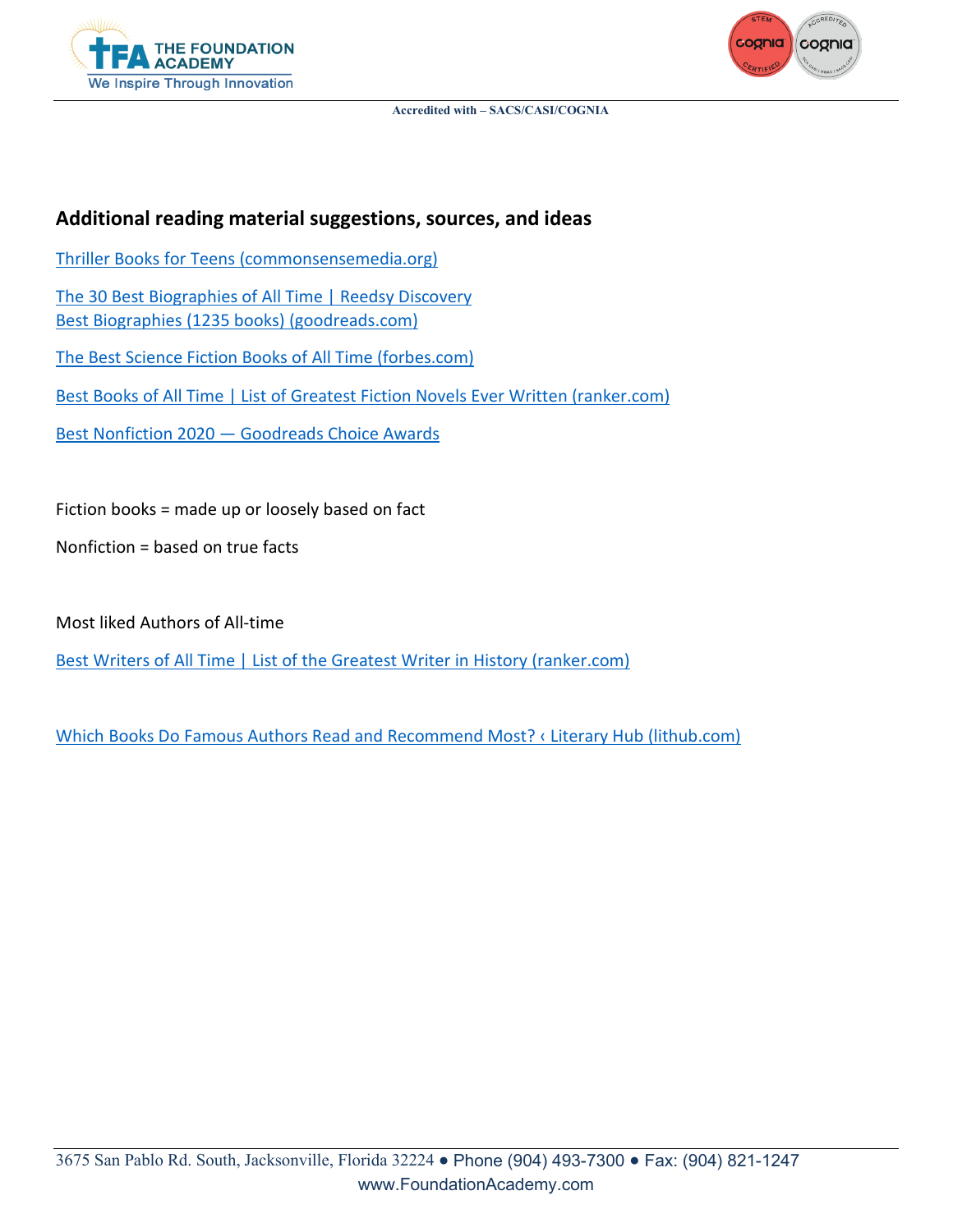## Additional reading material suggestions, sources, and ideas

Thriller Books for Teens (commonsensemedia.org)

The 30 Best Biographies of All Time | Reedsy Discovery
Best Biographies (1235 books) (goodreads.com)

The Best Science Fiction Books of All Time (forbes.com)

Best Books of All Time | List of Greatest Fiction Novels Ever Written (ranker.com)

Best Nonfiction 2020 — Goodreads Choice Awards

Fiction books = made up or loosely based on fact

Nonfiction = based on true facts

Most liked Authors of All-time

Best Writers of All Time | List of the Greatest Writer in History (ranker.com)

Which Books Do Famous Authors Read and Recommend Most? ‹ Literary Hub (lithub.com)